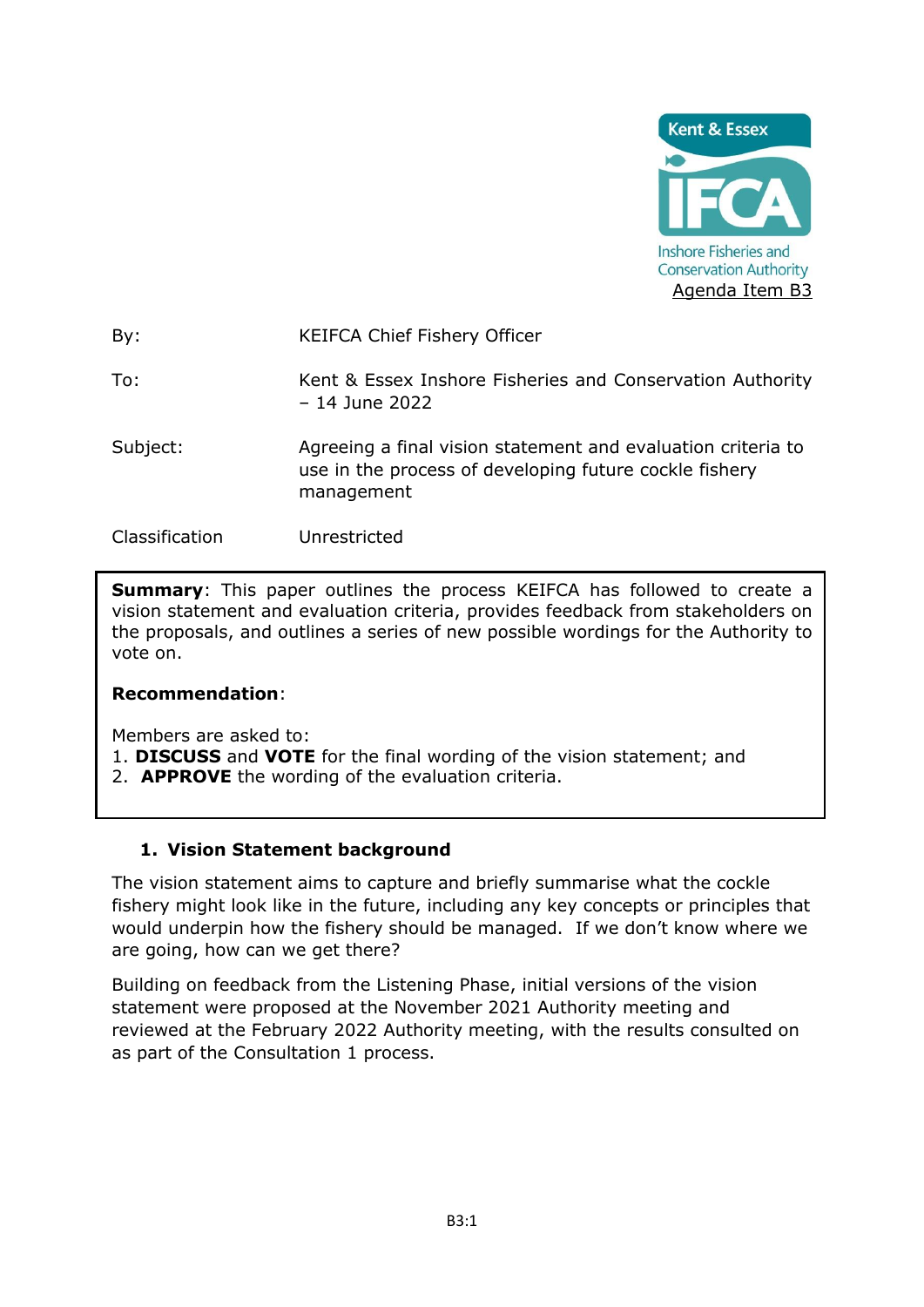Kent & Essex IFCA
Inshore Fisheries and Conservation Authority

Agenda Item B3

| | |
|---|---|
| By: | KEIFCA Chief Fishery Officer |
| To: | Kent & Essex Inshore Fisheries and Conservation Authority – 14 June 2022 |
| Subject: | Agreeing a final vision statement and evaluation criteria to use in the process of developing future cockle fishery management |
| Classification | Unrestricted |

**Summary**: This paper outlines the process KEIFCA has followed to create a vision statement and evaluation criteria, provides feedback from stakeholders on the proposals, and outlines a series of new possible wordings for the Authority to vote on.

**Recommendation**:

Members are asked to:

1. **DISCUSS** and **VOTE** for the final wording of the vision statement; and
2. **APPROVE** the wording of the evaluation criteria.

## 1. Vision Statement background

The vision statement aims to capture and briefly summarise what the cockle fishery might look like in the future, including any key concepts or principles that would underpin how the fishery should be managed. If we don't know where we are going, how can we get there?

Building on feedback from the Listening Phase, initial versions of the vision statement were proposed at the November 2021 Authority meeting and reviewed at the February 2022 Authority meeting, with the results consulted on as part of the Consultation 1 process.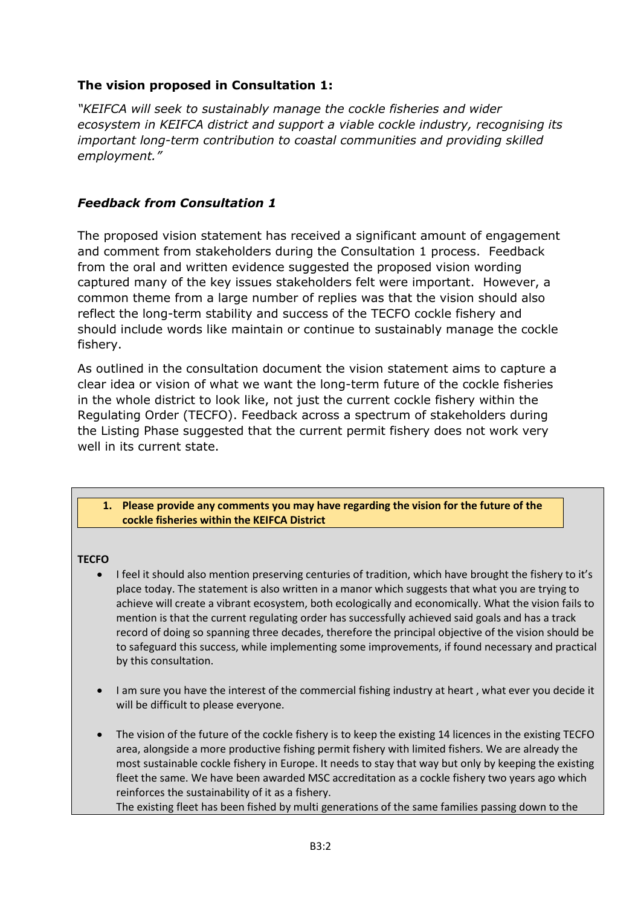### The vision proposed in Consultation 1:

*"KEIFCA will seek to sustainably manage the cockle fisheries and wider ecosystem in KEIFCA district and support a viable cockle industry, recognising its important long-term contribution to coastal communities and providing skilled employment."*

### *Feedback from Consultation 1*

The proposed vision statement has received a significant amount of engagement and comment from stakeholders during the Consultation 1 process. Feedback from the oral and written evidence suggested the proposed vision wording captured many of the key issues stakeholders felt were important. However, a common theme from a large number of replies was that the vision should also reflect the long-term stability and success of the TECFO cockle fishery and should include words like maintain or continue to sustainably manage the cockle fishery.

As outlined in the consultation document the vision statement aims to capture a clear idea or vision of what we want the long-term future of the cockle fisheries in the whole district to look like, not just the current cockle fishery within the Regulating Order (TECFO). Feedback across a spectrum of stakeholders during the Listing Phase suggested that the current permit fishery does not work very well in its current state.

**1. Please provide any comments you may have regarding the vision for the future of the cockle fisheries within the KEIFCA District**

**TECFO**

- I feel it should also mention preserving centuries of tradition, which have brought the fishery to it's place today. The statement is also written in a manor which suggests that what you are trying to achieve will create a vibrant ecosystem, both ecologically and economically. What the vision fails to mention is that the current regulating order has successfully achieved said goals and has a track record of doing so spanning three decades, therefore the principal objective of the vision should be to safeguard this success, while implementing some improvements, if found necessary and practical by this consultation.

- I am sure you have the interest of the commercial fishing industry at heart , what ever you decide it will be difficult to please everyone.

- The vision of the future of the cockle fishery is to keep the existing 14 licences in the existing TECFO area, alongside a more productive fishing permit fishery with limited fishers. We are already the most sustainable cockle fishery in Europe. It needs to stay that way but only by keeping the existing fleet the same. We have been awarded MSC accreditation as a cockle fishery two years ago which reinforces the sustainability of it as a fishery.
  The existing fleet has been fished by multi generations of the same families passing down to the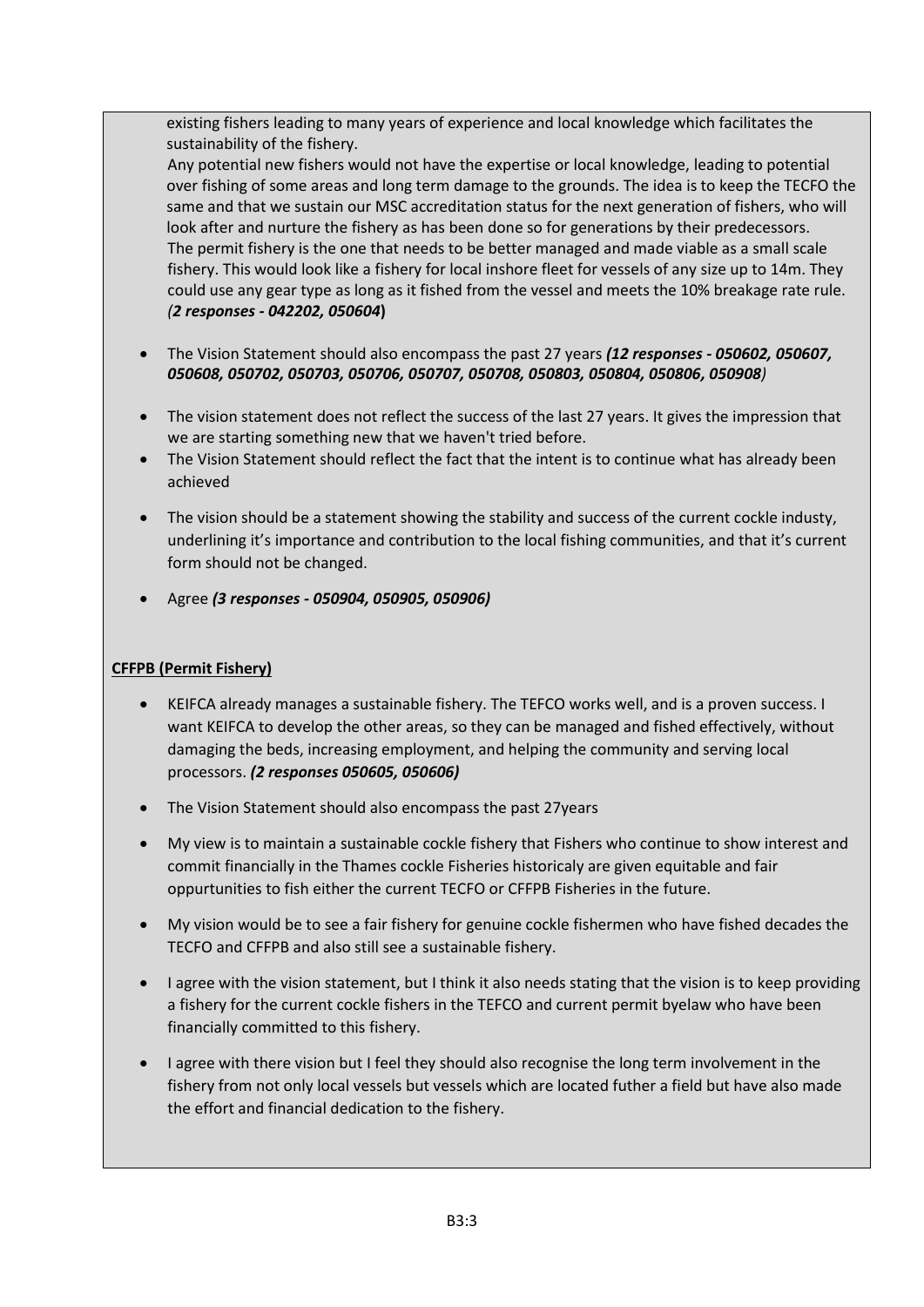existing fishers leading to many years of experience and local knowledge which facilitates the sustainability of the fishery.
Any potential new fishers would not have the expertise or local knowledge, leading to potential over fishing of some areas and long term damage to the grounds. The idea is to keep the TECFO the same and that we sustain our MSC accreditation status for the next generation of fishers, who will look after and nurture the fishery as has been done so for generations by their predecessors.
The permit fishery is the one that needs to be better managed and made viable as a small scale fishery. This would look like a fishery for local inshore fleet for vessels of any size up to 14m. They could use any gear type as long as it fished from the vessel and meets the 10% breakage rate rule. *(**2 responses - 042202, 050604**)*

- The Vision Statement should also encompass the past 27 years ***(12 responses - 050602, 050607, 050608, 050702, 050703, 050706, 050707, 050708, 050803, 050804, 050806, 050908)***

- The vision statement does not reflect the success of the last 27 years. It gives the impression that we are starting something new that we haven't tried before.
- The Vision Statement should reflect the fact that the intent is to continue what has already been achieved

- The vision should be a statement showing the stability and success of the current cockle industy, underlining it's importance and contribution to the local fishing communities, and that it's current form should not be changed.

- Agree ***(3 responses - 050904, 050905, 050906)***

**CFFPB (Permit Fishery)**

- KEIFCA already manages a sustainable fishery. The TEFCO works well, and is a proven success. I want KEIFCA to develop the other areas, so they can be managed and fished effectively, without damaging the beds, increasing employment, and helping the community and serving local processors. ***(2 responses 050605, 050606)***

- The Vision Statement should also encompass the past 27years

- My view is to maintain a sustainable cockle fishery that Fishers who continue to show interest and commit financially in the Thames cockle Fisheries historicaly are given equitable and fair oppurtunities to fish either the current TECFO or CFFPB Fisheries in the future.

- My vision would be to see a fair fishery for genuine cockle fishermen who have fished decades the TECFO and CFFPB and also still see a sustainable fishery.

- I agree with the vision statement, but I think it also needs stating that the vision is to keep providing a fishery for the current cockle fishers in the TEFCO and current permit byelaw who have been financially committed to this fishery.

- I agree with there vision but I feel they should also recognise the long term involvement in the fishery from not only local vessels but vessels which are located futher a field but have also made the effort and financial dedication to the fishery.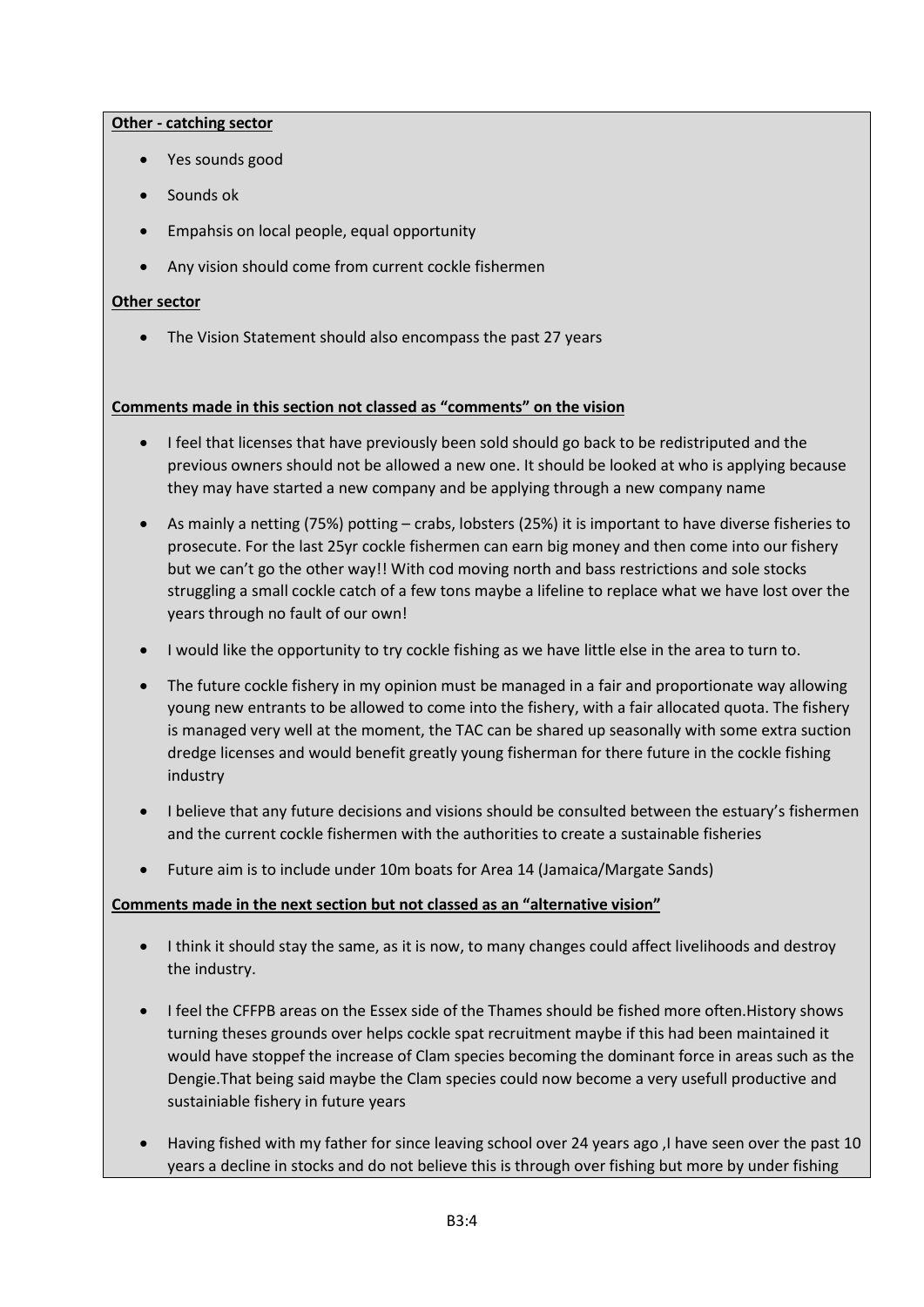**Other - catching sector**

- Yes sounds good
- Sounds ok
- Empahsis on local people, equal opportunity
- Any vision should come from current cockle fishermen

**Other sector**

- The Vision Statement should also encompass the past 27 years

**Comments made in this section not classed as "comments" on the vision**

- I feel that licenses that have previously been sold should go back to be redistriputed and the previous owners should not be allowed a new one. It should be looked at who is applying because they may have started a new company and be applying through a new company name
- As mainly a netting (75%) potting – crabs, lobsters (25%) it is important to have diverse fisheries to prosecute. For the last 25yr cockle fishermen can earn big money and then come into our fishery but we can't go the other way!! With cod moving north and bass restrictions and sole stocks struggling a small cockle catch of a few tons maybe a lifeline to replace what we have lost over the years through no fault of our own!
- I would like the opportunity to try cockle fishing as we have little else in the area to turn to.
- The future cockle fishery in my opinion must be managed in a fair and proportionate way allowing young new entrants to be allowed to come into the fishery, with a fair allocated quota. The fishery is managed very well at the moment, the TAC can be shared up seasonally with some extra suction dredge licenses and would benefit greatly young fisherman for there future in the cockle fishing industry
- I believe that any future decisions and visions should be consulted between the estuary's fishermen and the current cockle fishermen with the authorities to create a sustainable fisheries
- Future aim is to include under 10m boats for Area 14 (Jamaica/Margate Sands)

**Comments made in the next section but not classed as an "alternative vision"**

- I think it should stay the same, as it is now, to many changes could affect livelihoods and destroy the industry.
- I feel the CFFPB areas on the Essex side of the Thames should be fished more often.History shows turning theses grounds over helps cockle spat recruitment maybe if this had been maintained it would have stoppef the increase of Clam species becoming the dominant force in areas such as the Dengie.That being said maybe the Clam species could now become a very usefull productive and sustainiable fishery in future years
- Having fished with my father for since leaving school over 24 years ago ,I have seen over the past 10 years a decline in stocks and do not believe this is through over fishing but more by under fishing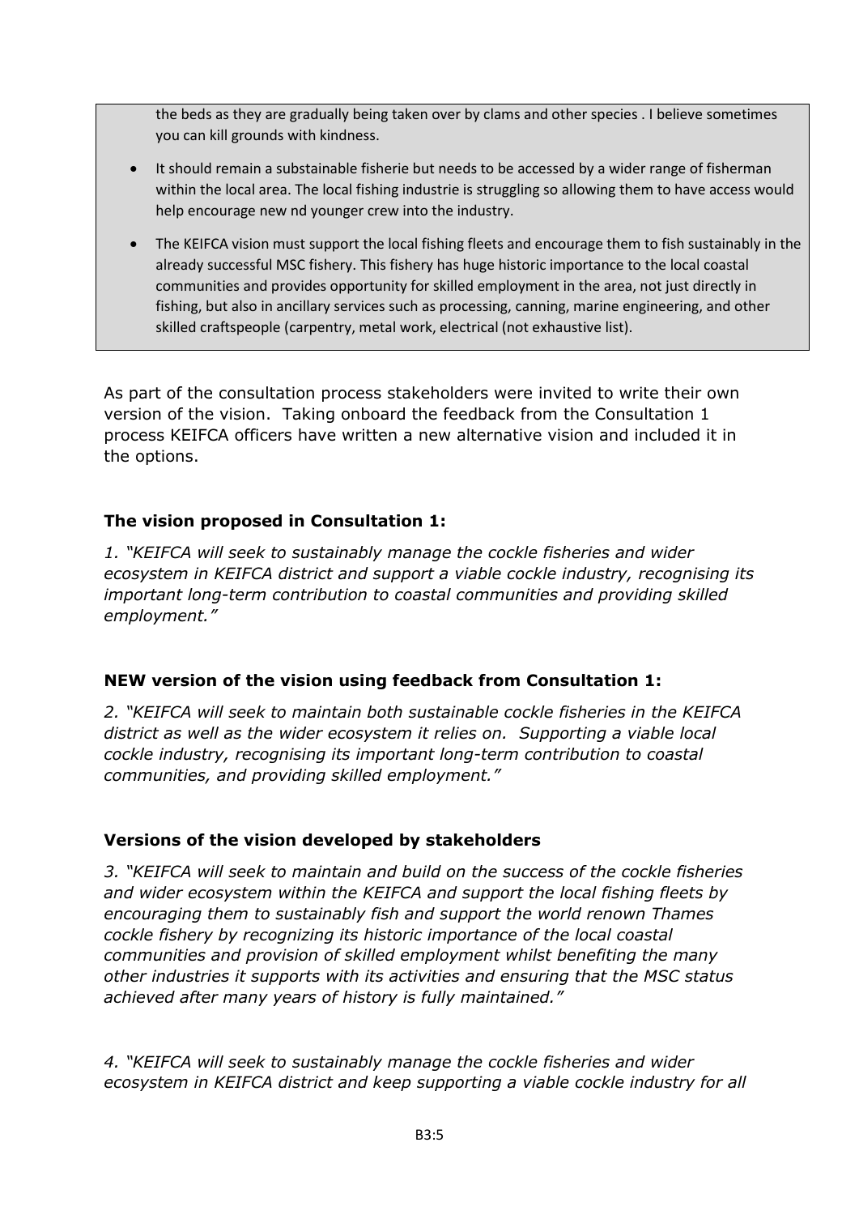the beds as they are gradually being taken over by clams and other species . I believe sometimes you can kill grounds with kindness.

- It should remain a substainable fisherie but needs to be accessed by a wider range of fisherman within the local area. The local fishing industrie is struggling so allowing them to have access would help encourage new nd younger crew into the industry.
- The KEIFCA vision must support the local fishing fleets and encourage them to fish sustainably in the already successful MSC fishery. This fishery has huge historic importance to the local coastal communities and provides opportunity for skilled employment in the area, not just directly in fishing, but also in ancillary services such as processing, canning, marine engineering, and other skilled craftspeople (carpentry, metal work, electrical (not exhaustive list).

As part of the consultation process stakeholders were invited to write their own version of the vision. Taking onboard the feedback from the Consultation 1 process KEIFCA officers have written a new alternative vision and included it in the options.

**The vision proposed in Consultation 1:**

*1. "KEIFCA will seek to sustainably manage the cockle fisheries and wider ecosystem in KEIFCA district and support a viable cockle industry, recognising its important long-term contribution to coastal communities and providing skilled employment."*

**NEW version of the vision using feedback from Consultation 1:**

*2. "KEIFCA will seek to maintain both sustainable cockle fisheries in the KEIFCA district as well as the wider ecosystem it relies on. Supporting a viable local cockle industry, recognising its important long-term contribution to coastal communities, and providing skilled employment."*

**Versions of the vision developed by stakeholders**

*3. "KEIFCA will seek to maintain and build on the success of the cockle fisheries and wider ecosystem within the KEIFCA and support the local fishing fleets by encouraging them to sustainably fish and support the world renown Thames cockle fishery by recognizing its historic importance of the local coastal communities and provision of skilled employment whilst benefiting the many other industries it supports with its activities and ensuring that the MSC status achieved after many years of history is fully maintained."*

*4. "KEIFCA will seek to sustainably manage the cockle fisheries and wider ecosystem in KEIFCA district and keep supporting a viable cockle industry for all*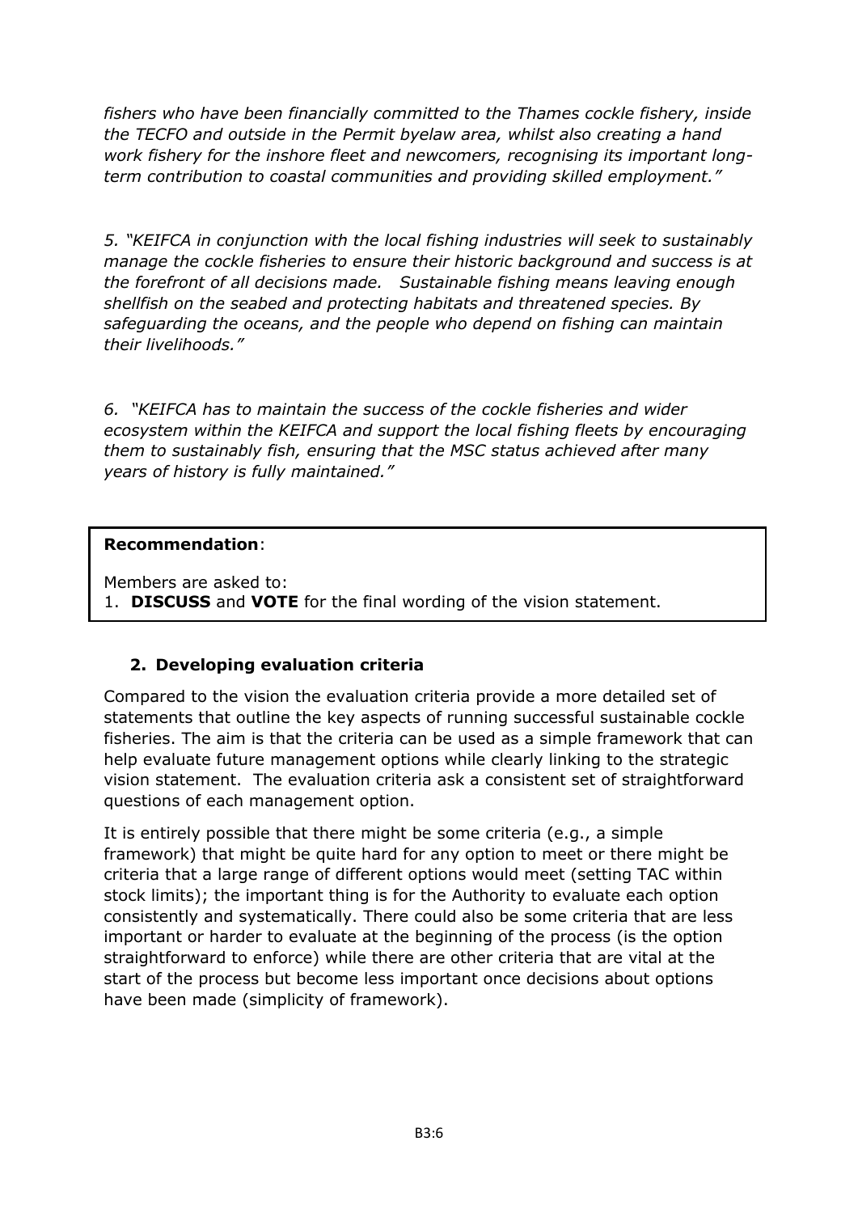*fishers who have been financially committed to the Thames cockle fishery, inside the TECFO and outside in the Permit byelaw area, whilst also creating a hand work fishery for the inshore fleet and newcomers, recognising its important long-term contribution to coastal communities and providing skilled employment."*

*5. "KEIFCA in conjunction with the local fishing industries will seek to sustainably manage the cockle fisheries to ensure their historic background and success is at the forefront of all decisions made. Sustainable fishing means leaving enough shellfish on the seabed and protecting habitats and threatened species. By safeguarding the oceans, and the people who depend on fishing can maintain their livelihoods."*

*6. "KEIFCA has to maintain the success of the cockle fisheries and wider ecosystem within the KEIFCA and support the local fishing fleets by encouraging them to sustainably fish, ensuring that the MSC status achieved after many years of history is fully maintained."*

**Recommendation**:

Members are asked to:
1. **DISCUSS** and **VOTE** for the final wording of the vision statement.

## 2. Developing evaluation criteria

Compared to the vision the evaluation criteria provide a more detailed set of statements that outline the key aspects of running successful sustainable cockle fisheries. The aim is that the criteria can be used as a simple framework that can help evaluate future management options while clearly linking to the strategic vision statement. The evaluation criteria ask a consistent set of straightforward questions of each management option.

It is entirely possible that there might be some criteria (e.g., a simple framework) that might be quite hard for any option to meet or there might be criteria that a large range of different options would meet (setting TAC within stock limits); the important thing is for the Authority to evaluate each option consistently and systematically. There could also be some criteria that are less important or harder to evaluate at the beginning of the process (is the option straightforward to enforce) while there are other criteria that are vital at the start of the process but become less important once decisions about options have been made (simplicity of framework).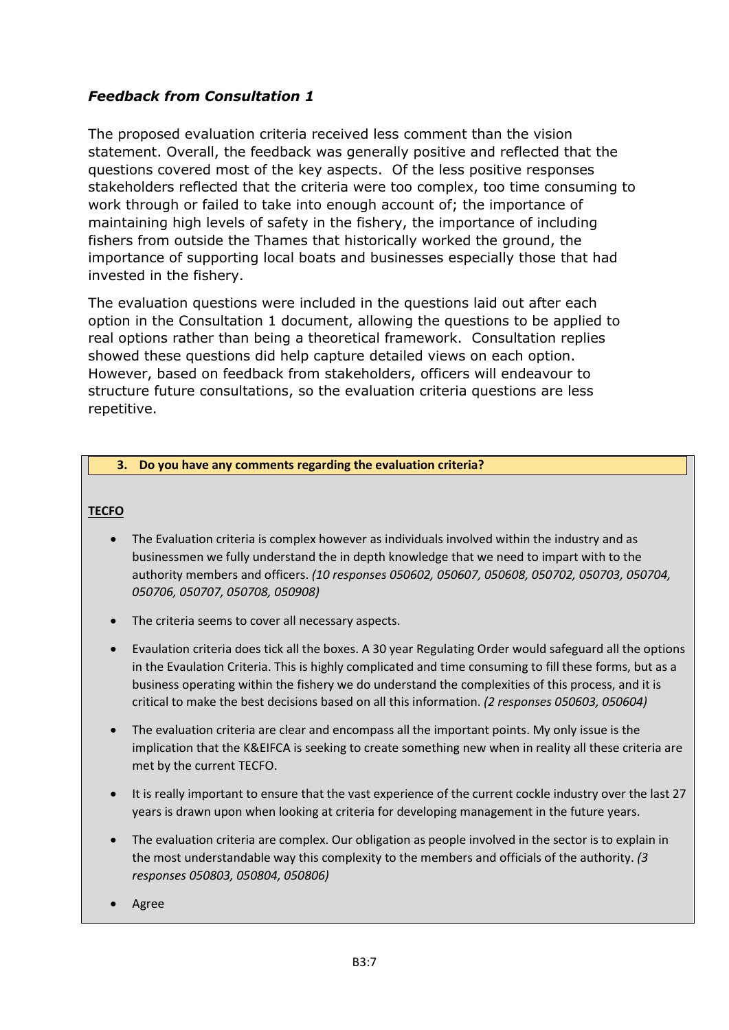## *Feedback from Consultation 1*

The proposed evaluation criteria received less comment than the vision statement. Overall, the feedback was generally positive and reflected that the questions covered most of the key aspects. Of the less positive responses stakeholders reflected that the criteria were too complex, too time consuming to work through or failed to take into enough account of; the importance of maintaining high levels of safety in the fishery, the importance of including fishers from outside the Thames that historically worked the ground, the importance of supporting local boats and businesses especially those that had invested in the fishery.

The evaluation questions were included in the questions laid out after each option in the Consultation 1 document, allowing the questions to be applied to real options rather than being a theoretical framework. Consultation replies showed these questions did help capture detailed views on each option. However, based on feedback from stakeholders, officers will endeavour to structure future consultations, so the evaluation criteria questions are less repetitive.

**3. Do you have any comments regarding the evaluation criteria?**

**TECFO**

- The Evaluation criteria is complex however as individuals involved within the industry and as businessmen we fully understand the in depth knowledge that we need to impart with to the authority members and officers. *(10 responses 050602, 050607, 050608, 050702, 050703, 050704, 050706, 050707, 050708, 050908)*
- The criteria seems to cover all necessary aspects.
- Evaulation criteria does tick all the boxes. A 30 year Regulating Order would safeguard all the options in the Evaulation Criteria. This is highly complicated and time consuming to fill these forms, but as a business operating within the fishery we do understand the complexities of this process, and it is critical to make the best decisions based on all this information. *(2 responses 050603, 050604)*
- The evaluation criteria are clear and encompass all the important points. My only issue is the implication that the K&EIFCA is seeking to create something new when in reality all these criteria are met by the current TECFO.
- It is really important to ensure that the vast experience of the current cockle industry over the last 27 years is drawn upon when looking at criteria for developing management in the future years.
- The evaluation criteria are complex. Our obligation as people involved in the sector is to explain in the most understandable way this complexity to the members and officials of the authority. *(3 responses 050803, 050804, 050806)*
- Agree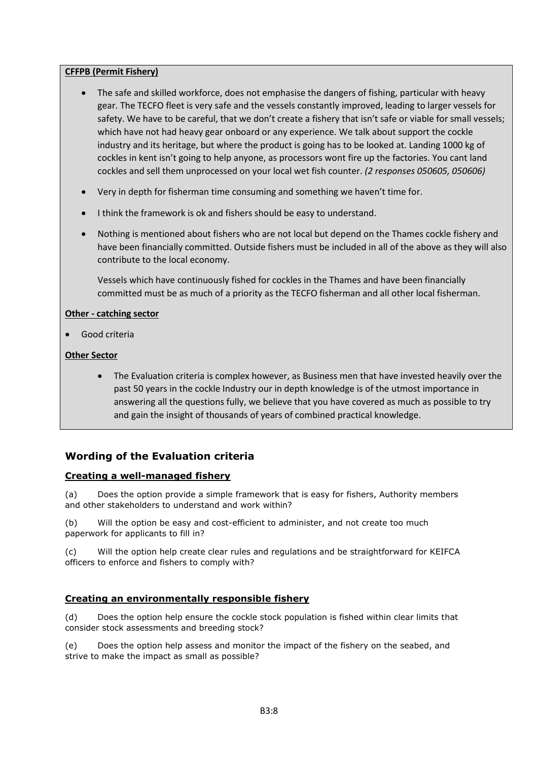**CFFPB (Permit Fishery)**

- The safe and skilled workforce, does not emphasise the dangers of fishing, particular with heavy gear. The TECFO fleet is very safe and the vessels constantly improved, leading to larger vessels for safety. We have to be careful, that we don't create a fishery that isn't safe or viable for small vessels; which have not had heavy gear onboard or any experience. We talk about support the cockle industry and its heritage, but where the product is going has to be looked at. Landing 1000 kg of cockles in kent isn't going to help anyone, as processors wont fire up the factories. You cant land cockles and sell them unprocessed on your local wet fish counter. *(2 responses 050605, 050606)*
- Very in depth for fisherman time consuming and something we haven't time for.
- I think the framework is ok and fishers should be easy to understand.
- Nothing is mentioned about fishers who are not local but depend on the Thames cockle fishery and have been financially committed. Outside fishers must be included in all of the above as they will also contribute to the local economy.

  Vessels which have continuously fished for cockles in the Thames and have been financially committed must be as much of a priority as the TECFO fisherman and all other local fisherman.

**Other - catching sector**

- Good criteria

**Other Sector**

- The Evaluation criteria is complex however, as Business men that have invested heavily over the past 50 years in the cockle Industry our in depth knowledge is of the utmost importance in answering all the questions fully, we believe that you have covered as much as possible to try and gain the insight of thousands of years of combined practical knowledge.

## Wording of the Evaluation criteria

### Creating a well-managed fishery

(a) Does the option provide a simple framework that is easy for fishers, Authority members and other stakeholders to understand and work within?

(b) Will the option be easy and cost-efficient to administer, and not create too much paperwork for applicants to fill in?

(c) Will the option help create clear rules and regulations and be straightforward for KEIFCA officers to enforce and fishers to comply with?

### Creating an environmentally responsible fishery

(d) Does the option help ensure the cockle stock population is fished within clear limits that consider stock assessments and breeding stock?

(e) Does the option help assess and monitor the impact of the fishery on the seabed, and strive to make the impact as small as possible?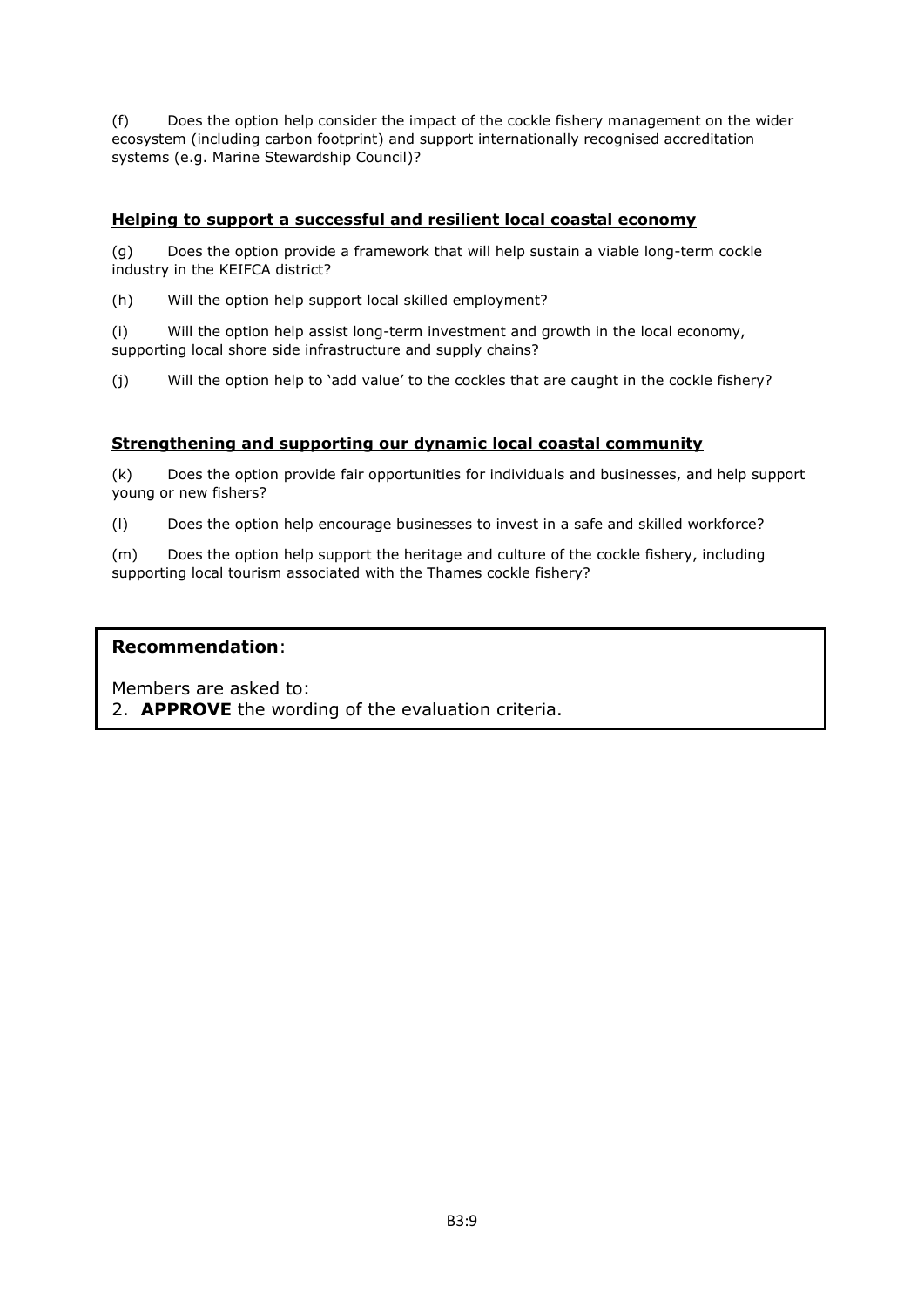(f) Does the option help consider the impact of the cockle fishery management on the wider ecosystem (including carbon footprint) and support internationally recognised accreditation systems (e.g. Marine Stewardship Council)?

### **Helping to support a successful and resilient local coastal economy**

(g) Does the option provide a framework that will help sustain a viable long-term cockle industry in the KEIFCA district?

(h) Will the option help support local skilled employment?

(i) Will the option help assist long-term investment and growth in the local economy, supporting local shore side infrastructure and supply chains?

(j) Will the option help to 'add value' to the cockles that are caught in the cockle fishery?

### **Strengthening and supporting our dynamic local coastal community**

(k) Does the option provide fair opportunities for individuals and businesses, and help support young or new fishers?

(l) Does the option help encourage businesses to invest in a safe and skilled workforce?

(m) Does the option help support the heritage and culture of the cockle fishery, including supporting local tourism associated with the Thames cockle fishery?

**Recommendation**:

Members are asked to:

2. **APPROVE** the wording of the evaluation criteria.